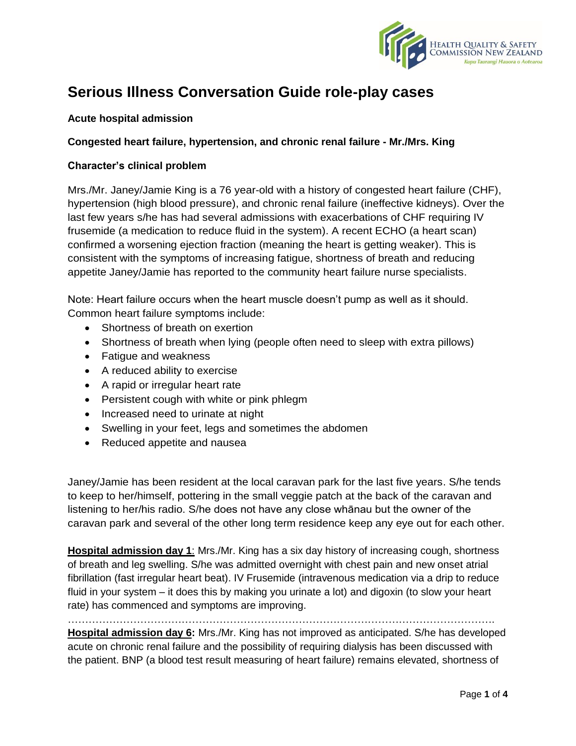# Serious Illness Conversation Guide role-play cases

**Acute hospital admission**

**Congested heart failure, hypertension, and chronic renal failure - Mr./Mrs. King**

**Character's clinical problem**

Mrs./Mr. Janey/Jamie King is a 76 year-old with a history of congested heart failure (CHF), hypertension (high blood pressure), and chronic renal failure (ineffective kidneys). Over the last few years s/he has had several admissions with exacerbations of CHF requiring IV frusemide (a medication to reduce fluid in the system). A recent ECHO (a heart scan) confirmed a worsening ejection fraction (meaning the heart is getting weaker). This is consistent with the symptoms of increasing fatigue, shortness of breath and reducing appetite Janey/Jamie has reported to the community heart failure nurse specialists.

Note: Heart failure occurs when the heart muscle doesn't pump as well as it should. Common heart failure symptoms include:

- Shortness of breath on exertion
- Shortness of breath when lying (people often need to sleep with extra pillows)
- Fatigue and weakness
- A reduced ability to exercise
- A rapid or irregular heart rate
- Persistent cough with white or pink phlegm
- Increased need to urinate at night
- Swelling in your feet, legs and sometimes the abdomen
- Reduced appetite and nausea

Janey/Jamie has been resident at the local caravan park for the last five years. S/he tends to keep to her/himself, pottering in the small veggie patch at the back of the caravan and listening to her/his radio. S/he does not have any close whānau but the owner of the caravan park and several of the other long term residence keep any eye out for each other.

**Hospital admission day 1**: Mrs./Mr. King has a six day history of increasing cough, shortness of breath and leg swelling. S/he was admitted overnight with chest pain and new onset atrial fibrillation (fast irregular heart beat). IV Frusemide (intravenous medication via a drip to reduce fluid in your system – it does this by making you urinate a lot) and digoxin (to slow your heart rate) has commenced and symptoms are improving.

…………………………………………………………………………………………………………….

**Hospital admission day 6:** Mrs./Mr. King has not improved as anticipated. S/he has developed acute on chronic renal failure and the possibility of requiring dialysis has been discussed with the patient. BNP (a blood test result measuring of heart failure) remains elevated, shortness of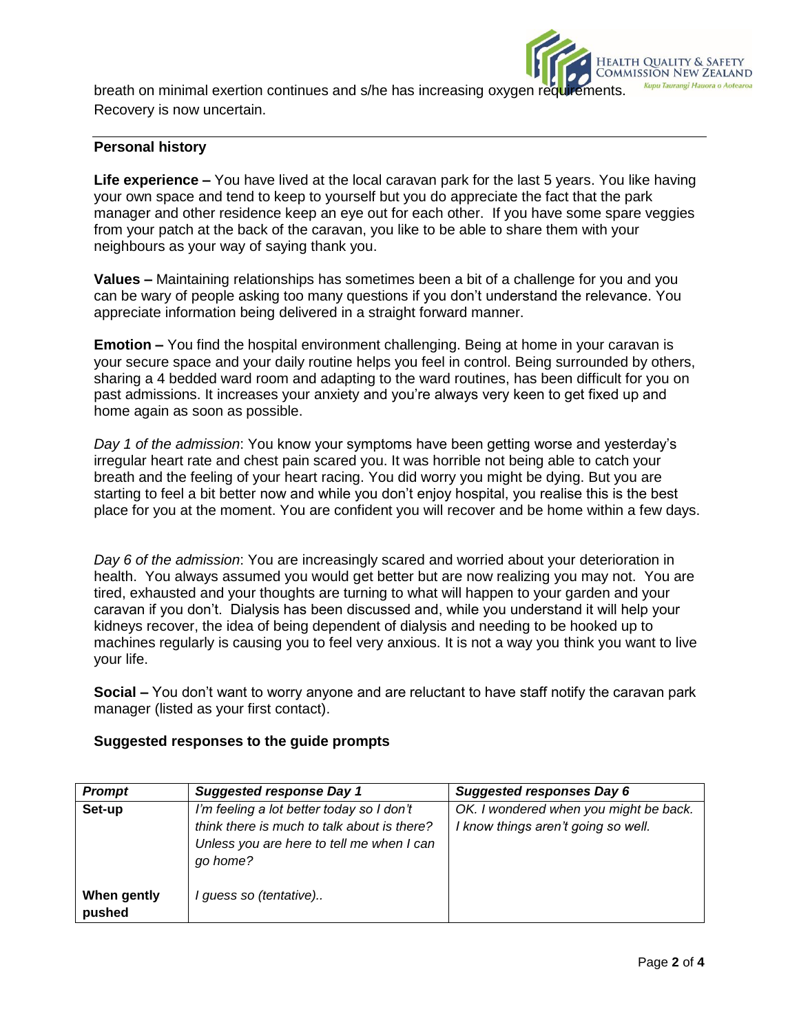breath on minimal exertion continues and s/he has increasing oxygen requirements. Recovery is now uncertain.

**Personal history**

**Life experience –** You have lived at the local caravan park for the last 5 years. You like having your own space and tend to keep to yourself but you do appreciate the fact that the park manager and other residence keep an eye out for each other. If you have some spare veggies from your patch at the back of the caravan, you like to be able to share them with your neighbours as your way of saying thank you.

**Values –** Maintaining relationships has sometimes been a bit of a challenge for you and you can be wary of people asking too many questions if you don't understand the relevance. You appreciate information being delivered in a straight forward manner.

**Emotion –** You find the hospital environment challenging. Being at home in your caravan is your secure space and your daily routine helps you feel in control. Being surrounded by others, sharing a 4 bedded ward room and adapting to the ward routines, has been difficult for you on past admissions. It increases your anxiety and you're always very keen to get fixed up and home again as soon as possible.

*Day 1 of the admission*: You know your symptoms have been getting worse and yesterday's irregular heart rate and chest pain scared you. It was horrible not being able to catch your breath and the feeling of your heart racing. You did worry you might be dying. But you are starting to feel a bit better now and while you don't enjoy hospital, you realise this is the best place for you at the moment. You are confident you will recover and be home within a few days.

*Day 6 of the admission*: You are increasingly scared and worried about your deterioration in health. You always assumed you would get better but are now realizing you may not. You are tired, exhausted and your thoughts are turning to what will happen to your garden and your caravan if you don't. Dialysis has been discussed and, while you understand it will help your kidneys recover, the idea of being dependent of dialysis and needing to be hooked up to machines regularly is causing you to feel very anxious. It is not a way you think you want to live your life.

**Social –** You don't want to worry anyone and are reluctant to have staff notify the caravan park manager (listed as your first contact).

**Suggested responses to the guide prompts**

| ***Prompt*** | ***Suggested response Day 1*** | ***Suggested responses Day 6*** |
|---|---|---|
| **Set-up** | *I'm feeling a lot better today so I don't think there is much to talk about is there? Unless you are here to tell me when I can go home?* | *OK. I wondered when you might be back. I know things aren't going so well.* |
| **When gently pushed** | *I guess so (tentative)..* | |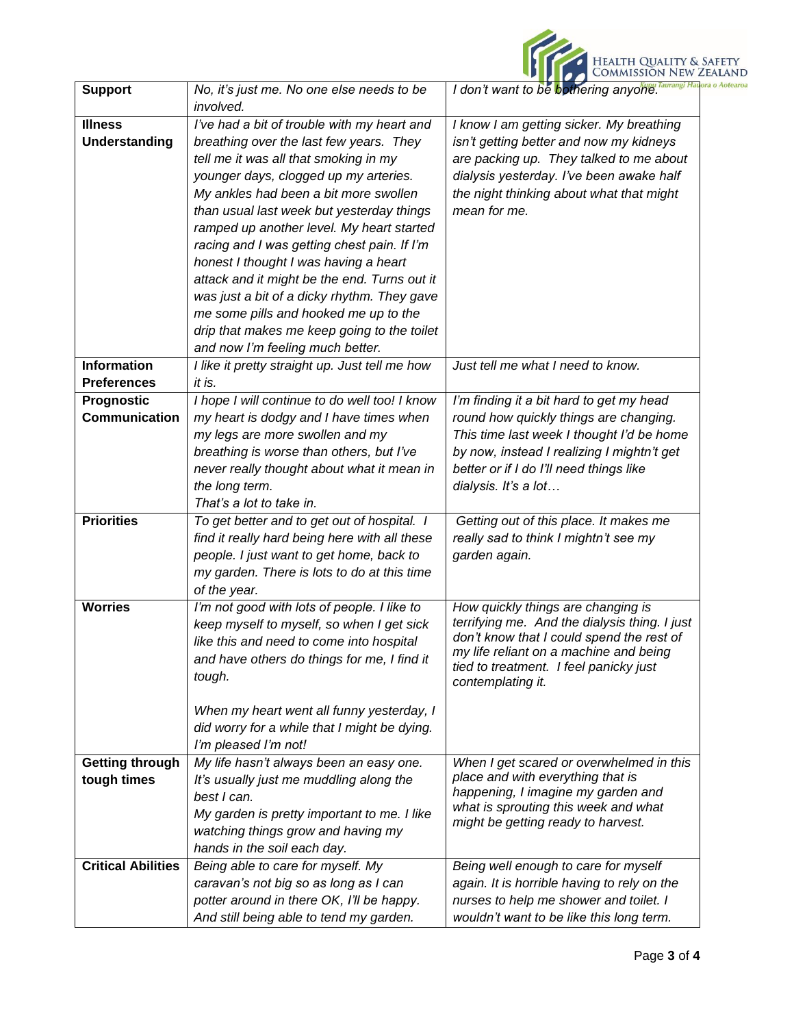| **Support** | *No, it's just me. No one else needs to be involved.* | *I don't want to be bothering anyone.* |
|---|---|---|
| **Illness Understanding** | *I've had a bit of trouble with my heart and breathing over the last few years. They tell me it was all that smoking in my younger days, clogged up my arteries. My ankles had been a bit more swollen than usual last week but yesterday things ramped up another level. My heart started racing and I was getting chest pain. If I'm honest I thought I was having a heart attack and it might be the end. Turns out it was just a bit of a dicky rhythm. They gave me some pills and hooked me up to the drip that makes me keep going to the toilet and now I'm feeling much better.* | *I know I am getting sicker. My breathing isn't getting better and now my kidneys are packing up. They talked to me about dialysis yesterday. I've been awake half the night thinking about what that might mean for me.* |
| **Information Preferences** | *I like it pretty straight up. Just tell me how it is.* | *Just tell me what I need to know.* |
| **Prognostic Communication** | *I hope I will continue to do well too! I know my heart is dodgy and I have times when my legs are more swollen and my breathing is worse than others, but I've never really thought about what it mean in the long term. That's a lot to take in.* | *I'm finding it a bit hard to get my head round how quickly things are changing. This time last week I thought I'd be home by now, instead I realizing I mightn't get better or if I do I'll need things like dialysis. It's a lot…* |
| **Priorities** | *To get better and to get out of hospital. I find it really hard being here with all these people. I just want to get home, back to my garden. There is lots to do at this time of the year.* | *Getting out of this place. It makes me really sad to think I mightn't see my garden again.* |
| **Worries** | *I'm not good with lots of people. I like to keep myself to myself, so when I get sick like this and need to come into hospital and have others do things for me, I find it tough.*<br><br>*When my heart went all funny yesterday, I did worry for a while that I might be dying. I'm pleased I'm not!* | *How quickly things are changing is terrifying me. And the dialysis thing. I just don't know that I could spend the rest of my life reliant on a machine and being tied to treatment. I feel panicky just contemplating it.* |
| **Getting through tough times** | *My life hasn't always been an easy one. It's usually just me muddling along the best I can. My garden is pretty important to me. I like watching things grow and having my hands in the soil each day.* | *When I get scared or overwhelmed in this place and with everything that is happening, I imagine my garden and what is sprouting this week and what might be getting ready to harvest.* |
| **Critical Abilities** | *Being able to care for myself. My caravan's not big so as long as I can potter around in there OK, I'll be happy. And still being able to tend my garden.* | *Being well enough to care for myself again. It is horrible having to rely on the nurses to help me shower and toilet. I wouldn't want to be like this long term.* |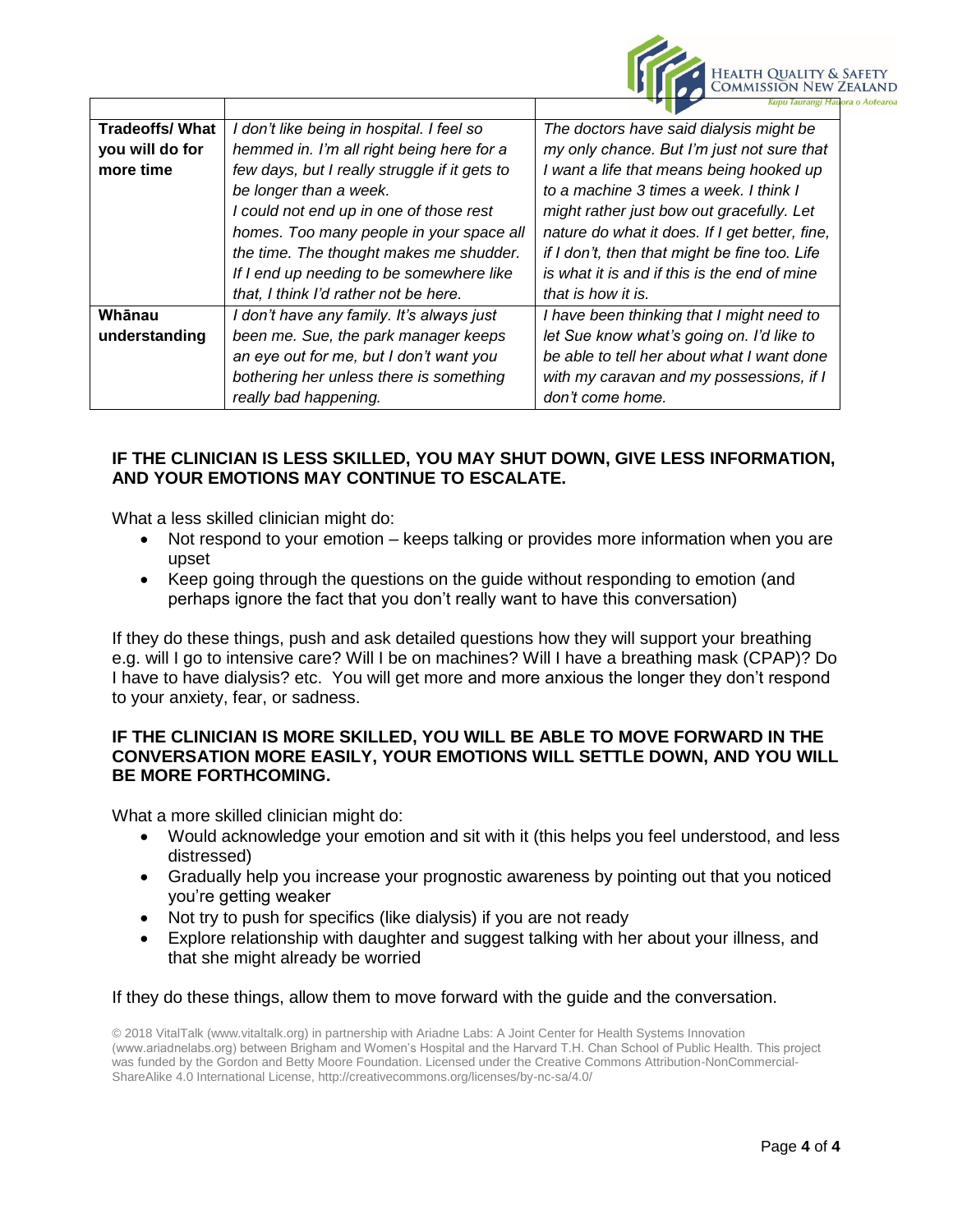| | | |
|---|---|---|
| **Tradeoffs/ What you will do for more time** | *I don't like being in hospital. I feel so hemmed in. I'm all right being here for a few days, but I really struggle if it gets to be longer than a week.* *I could not end up in one of those rest homes. Too many people in your space all the time. The thought makes me shudder. If I end up needing to be somewhere like that, I think I'd rather not be here.* | *The doctors have said dialysis might be my only chance. But I'm just not sure that I want a life that means being hooked up to a machine 3 times a week. I think I might rather just bow out gracefully. Let nature do what it does. If I get better, fine, if I don't, then that might be fine too. Life is what it is and if this is the end of mine that is how it is.* |
| **Whānau understanding** | *I don't have any family. It's always just been me. Sue, the park manager keeps an eye out for me, but I don't want you bothering her unless there is something really bad happening.* | *I have been thinking that I might need to let Sue know what's going on. I'd like to be able to tell her about what I want done with my caravan and my possessions, if I don't come home.* |

**IF THE CLINICIAN IS LESS SKILLED, YOU MAY SHUT DOWN, GIVE LESS INFORMATION, AND YOUR EMOTIONS MAY CONTINUE TO ESCALATE.**

What a less skilled clinician might do:

- Not respond to your emotion – keeps talking or provides more information when you are upset
- Keep going through the questions on the guide without responding to emotion (and perhaps ignore the fact that you don't really want to have this conversation)

If they do these things, push and ask detailed questions how they will support your breathing e.g. will I go to intensive care? Will I be on machines? Will I have a breathing mask (CPAP)? Do I have to have dialysis? etc. You will get more and more anxious the longer they don't respond to your anxiety, fear, or sadness.

**IF THE CLINICIAN IS MORE SKILLED, YOU WILL BE ABLE TO MOVE FORWARD IN THE CONVERSATION MORE EASILY, YOUR EMOTIONS WILL SETTLE DOWN, AND YOU WILL BE MORE FORTHCOMING.**

What a more skilled clinician might do:

- Would acknowledge your emotion and sit with it (this helps you feel understood, and less distressed)
- Gradually help you increase your prognostic awareness by pointing out that you noticed you're getting weaker
- Not try to push for specifics (like dialysis) if you are not ready
- Explore relationship with daughter and suggest talking with her about your illness, and that she might already be worried

If they do these things, allow them to move forward with the guide and the conversation.

© 2018 VitalTalk (www.vitaltalk.org) in partnership with Ariadne Labs: A Joint Center for Health Systems Innovation (www.ariadnelabs.org) between Brigham and Women's Hospital and the Harvard T.H. Chan School of Public Health. This project was funded by the Gordon and Betty Moore Foundation. Licensed under the Creative Commons Attribution-NonCommercial-ShareAlike 4.0 International License, http://creativecommons.org/licenses/by-nc-sa/4.0/